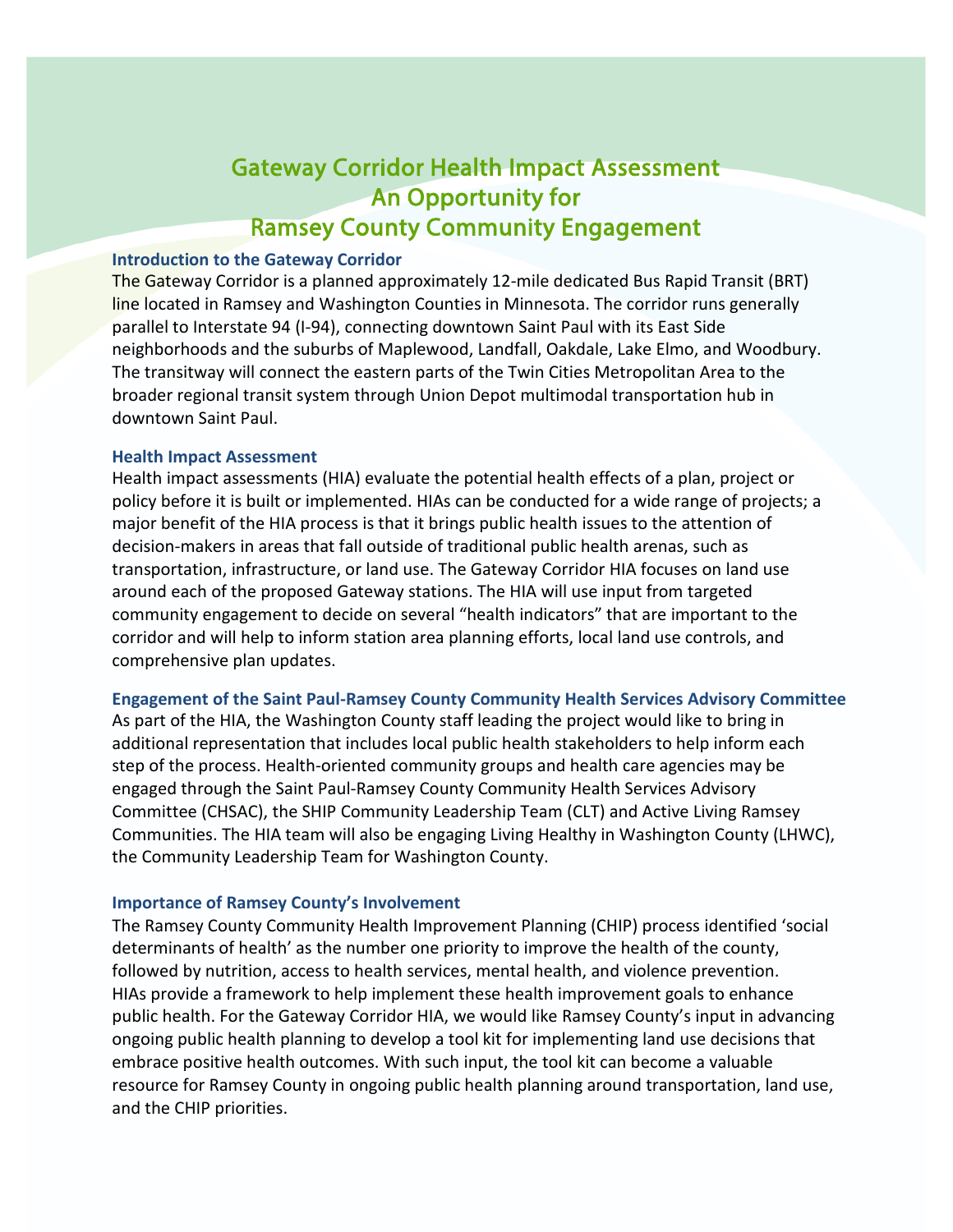# Gateway Corridor Health Impact Assessment
# An Opportunity for
# Ramsey County Community Engagement

## Introduction to the Gateway Corridor

The Gateway Corridor is a planned approximately 12-mile dedicated Bus Rapid Transit (BRT) line located in Ramsey and Washington Counties in Minnesota. The corridor runs generally parallel to Interstate 94 (I-94), connecting downtown Saint Paul with its East Side neighborhoods and the suburbs of Maplewood, Landfall, Oakdale, Lake Elmo, and Woodbury. The transitway will connect the eastern parts of the Twin Cities Metropolitan Area to the broader regional transit system through Union Depot multimodal transportation hub in downtown Saint Paul.

## Health Impact Assessment

Health impact assessments (HIA) evaluate the potential health effects of a plan, project or policy before it is built or implemented. HIAs can be conducted for a wide range of projects; a major benefit of the HIA process is that it brings public health issues to the attention of decision-makers in areas that fall outside of traditional public health arenas, such as transportation, infrastructure, or land use. The Gateway Corridor HIA focuses on land use around each of the proposed Gateway stations. The HIA will use input from targeted community engagement to decide on several "health indicators" that are important to the corridor and will help to inform station area planning efforts, local land use controls, and comprehensive plan updates.

## Engagement of the Saint Paul-Ramsey County Community Health Services Advisory Committee

As part of the HIA, the Washington County staff leading the project would like to bring in additional representation that includes local public health stakeholders to help inform each step of the process. Health-oriented community groups and health care agencies may be engaged through the Saint Paul-Ramsey County Community Health Services Advisory Committee (CHSAC), the SHIP Community Leadership Team (CLT) and Active Living Ramsey Communities. The HIA team will also be engaging Living Healthy in Washington County (LHWC), the Community Leadership Team for Washington County.

## Importance of Ramsey County's Involvement

The Ramsey County Community Health Improvement Planning (CHIP) process identified 'social determinants of health' as the number one priority to improve the health of the county, followed by nutrition, access to health services, mental health, and violence prevention. HIAs provide a framework to help implement these health improvement goals to enhance public health. For the Gateway Corridor HIA, we would like Ramsey County's input in advancing ongoing public health planning to develop a tool kit for implementing land use decisions that embrace positive health outcomes. With such input, the tool kit can become a valuable resource for Ramsey County in ongoing public health planning around transportation, land use, and the CHIP priorities.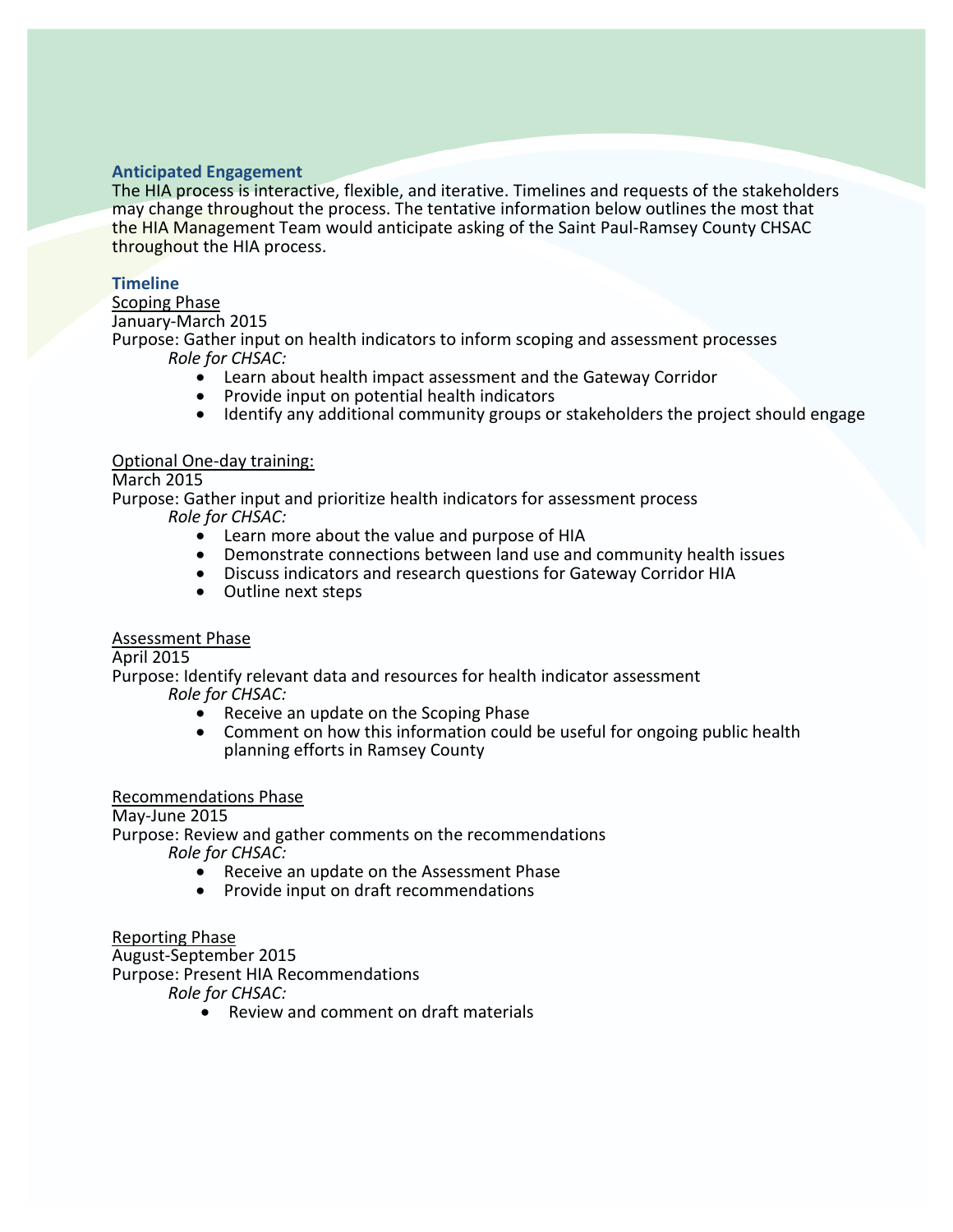### Anticipated Engagement

The HIA process is interactive, flexible, and iterative. Timelines and requests of the stakeholders may change throughout the process. The tentative information below outlines the most that the HIA Management Team would anticipate asking of the Saint Paul-Ramsey County CHSAC throughout the HIA process.

### Timeline

<u>Scoping Phase</u>

January-March 2015

Purpose: Gather input on health indicators to inform scoping and assessment processes

*Role for CHSAC:*

- Learn about health impact assessment and the Gateway Corridor
- Provide input on potential health indicators
- Identify any additional community groups or stakeholders the project should engage

<u>Optional One-day training:</u>

March 2015

Purpose: Gather input and prioritize health indicators for assessment process

*Role for CHSAC:*

- Learn more about the value and purpose of HIA
- Demonstrate connections between land use and community health issues
- Discuss indicators and research questions for Gateway Corridor HIA
- Outline next steps

<u>Assessment Phase</u>

April 2015

Purpose: Identify relevant data and resources for health indicator assessment

*Role for CHSAC:*

- Receive an update on the Scoping Phase
- Comment on how this information could be useful for ongoing public health planning efforts in Ramsey County

<u>Recommendations Phase</u>

May-June 2015

Purpose: Review and gather comments on the recommendations

*Role for CHSAC:*

- Receive an update on the Assessment Phase
- Provide input on draft recommendations

<u>Reporting Phase</u>

August-September 2015

Purpose: Present HIA Recommendations

*Role for CHSAC:*

- Review and comment on draft materials